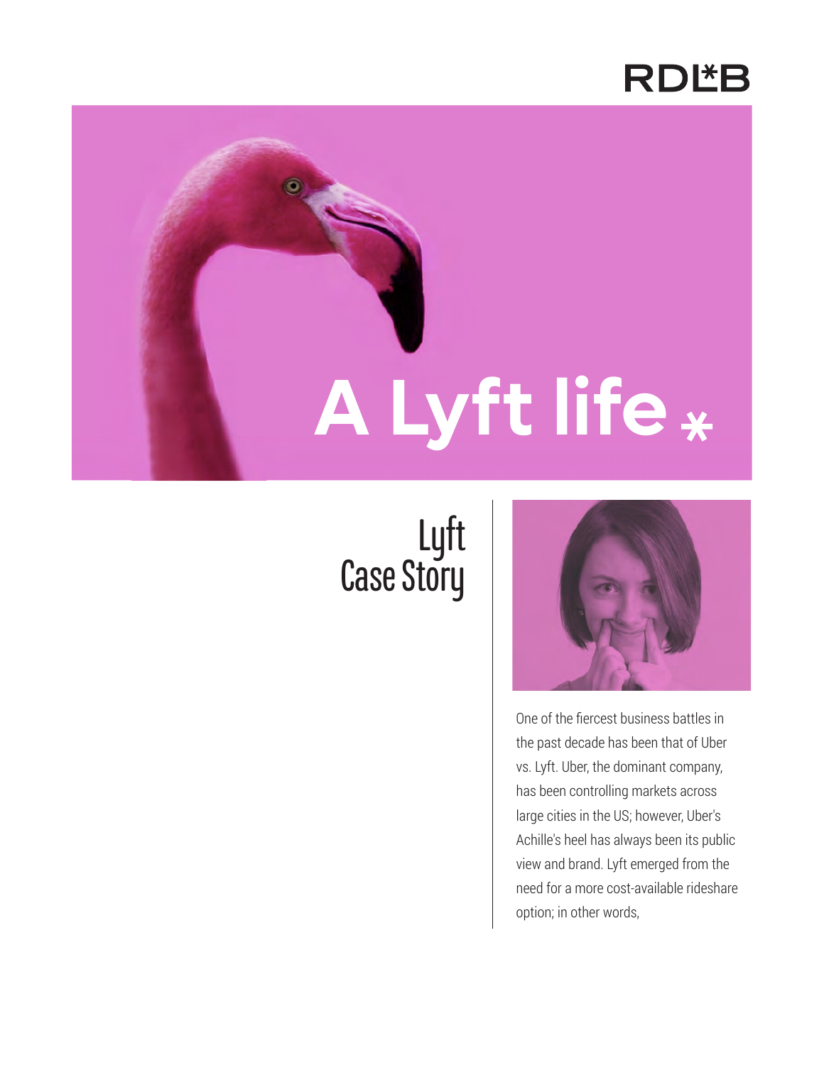RDL*B

# A Lyft life *

## Lyft Case Story

One of the fiercest business battles in the past decade has been that of Uber vs. Lyft. Uber, the dominant company, has been controlling markets across large cities in the US; however, Uber's Achille's heel has always been its public view and brand. Lyft emerged from the need for a more cost-available rideshare option; in other words,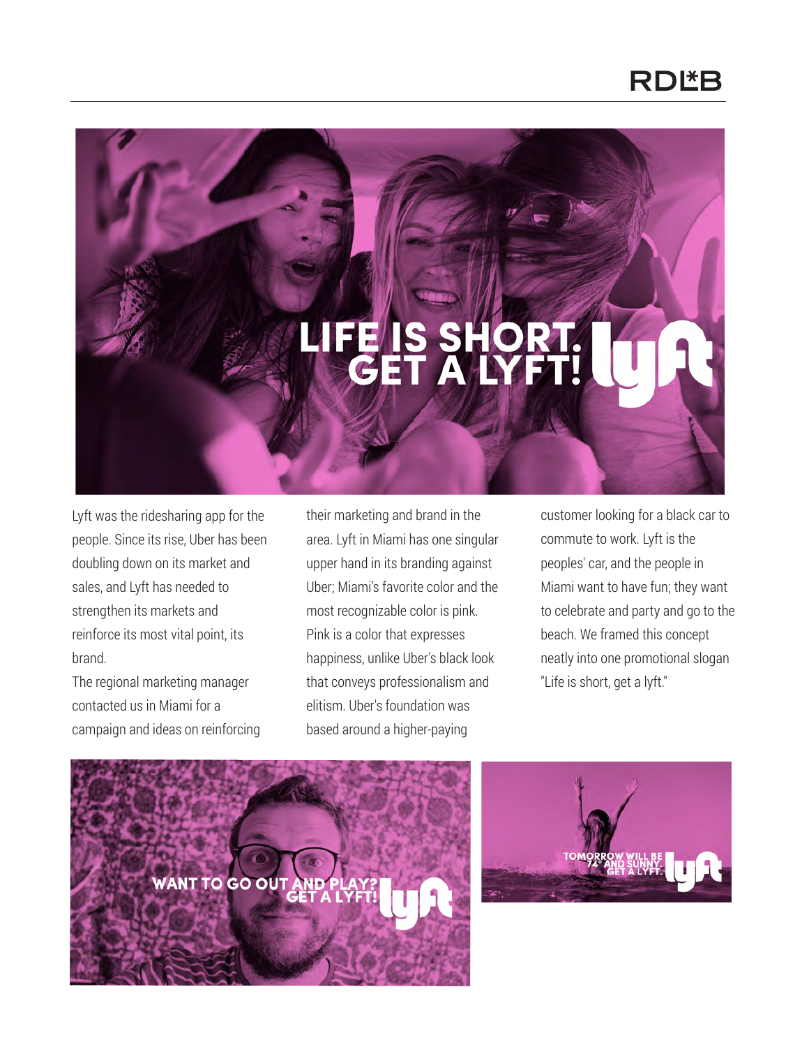Lyft was the ridesharing app for the people. Since its rise, Uber has been doubling down on its market and sales, and Lyft has needed to strengthen its markets and reinforce its most vital point, its brand.

The regional marketing manager contacted us in Miami for a campaign and ideas on reinforcing their marketing and brand in the area. Lyft in Miami has one singular upper hand in its branding against Uber; Miami's favorite color and the most recognizable color is pink. Pink is a color that expresses happiness, unlike Uber's black look that conveys professionalism and elitism. Uber's foundation was based around a higher-paying customer looking for a black car to commute to work. Lyft is the peoples' car, and the people in Miami want to have fun; they want to celebrate and party and go to the beach. We framed this concept neatly into one promotional slogan "Life is short, get a lyft."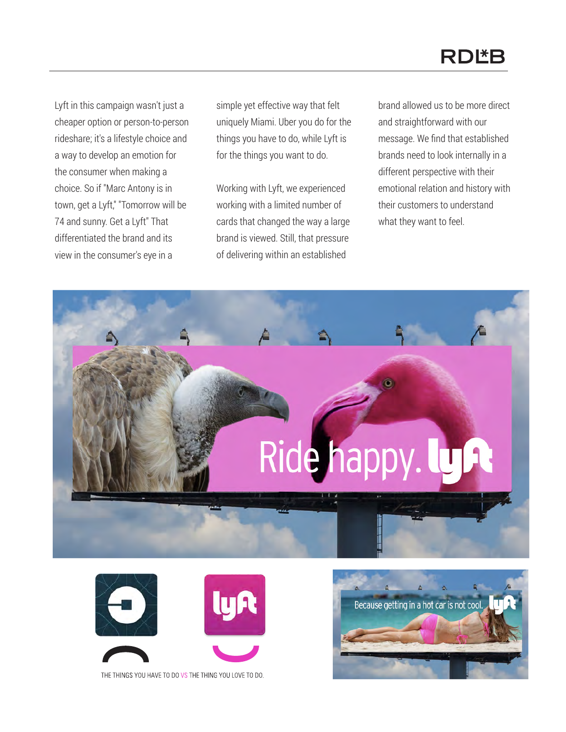Lyft in this campaign wasn't just a cheaper option or person-to-person rideshare; it's a lifestyle choice and a way to develop an emotion for the consumer when making a choice. So if "Marc Antony is in town, get a Lyft," "Tomorrow will be 74 and sunny. Get a Lyft" That differentiated the brand and its view in the consumer's eye in a simple yet effective way that felt uniquely Miami. Uber you do for the things you have to do, while Lyft is for the things you want to do.

Working with Lyft, we experienced working with a limited number of cards that changed the way a large brand is viewed. Still, that pressure of delivering within an established brand allowed us to be more direct and straightforward with our message. We find that established brands need to look internally in a different perspective with their emotional relation and history with their customers to understand what they want to feel.

Ride happy. lyft

Because getting in a hot car is not cool. lyft

THE THINGS YOU HAVE TO DO VS THE THING YOU LOVE TO DO.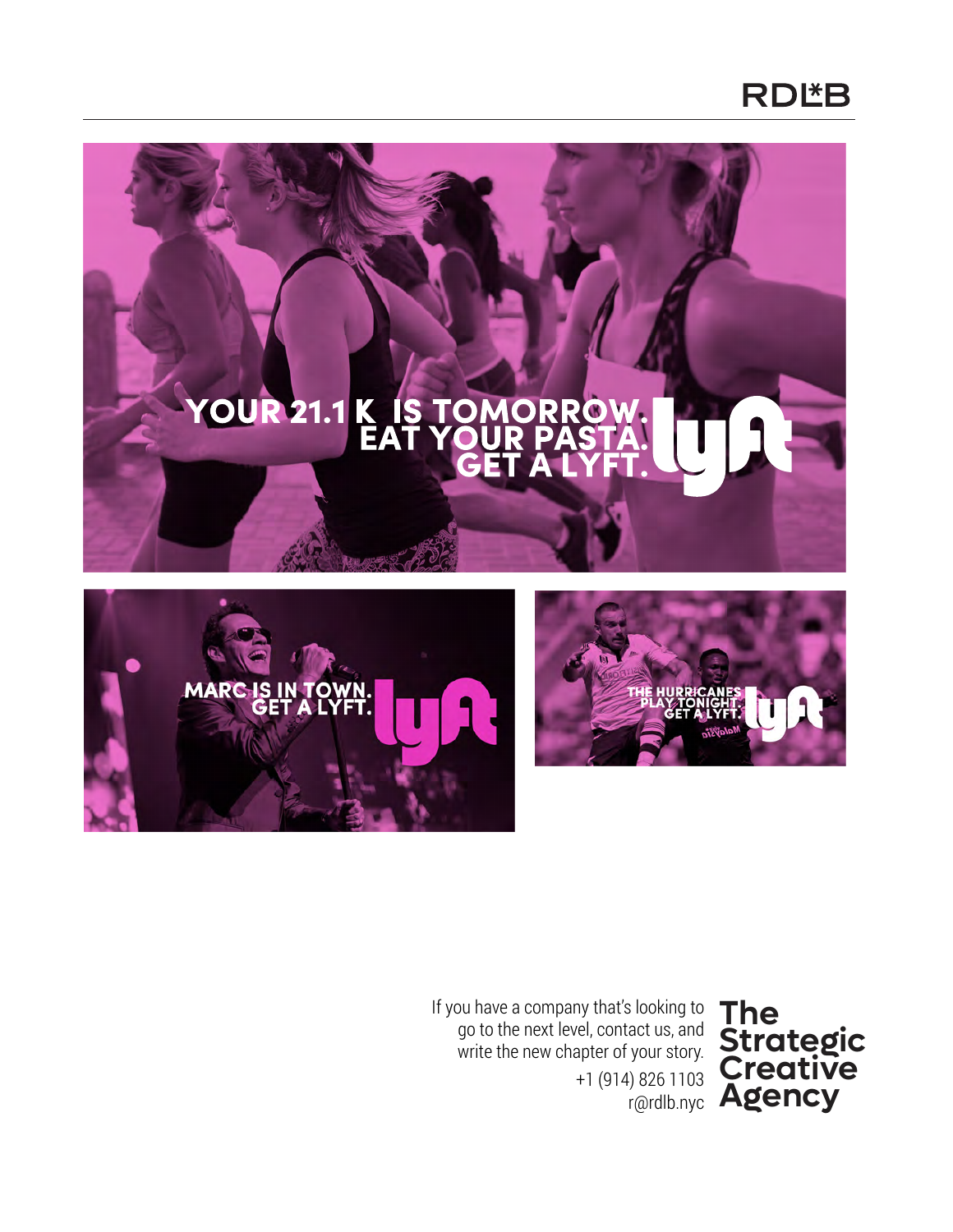RDL*B

YOUR 21.1 K IS TOMORROW.
EAT YOUR PASTA.
GET A LYFT.

MARC IS IN TOWN.
GET A LYFT.

THE HURRICANES
PLAY TONIGHT.
GET A LYFT.

If you have a company that's looking to go to the next level, contact us, and write the new chapter of your story.

+1 (914) 826 1103
r@rdlb.nyc

**The Strategic Creative Agency**